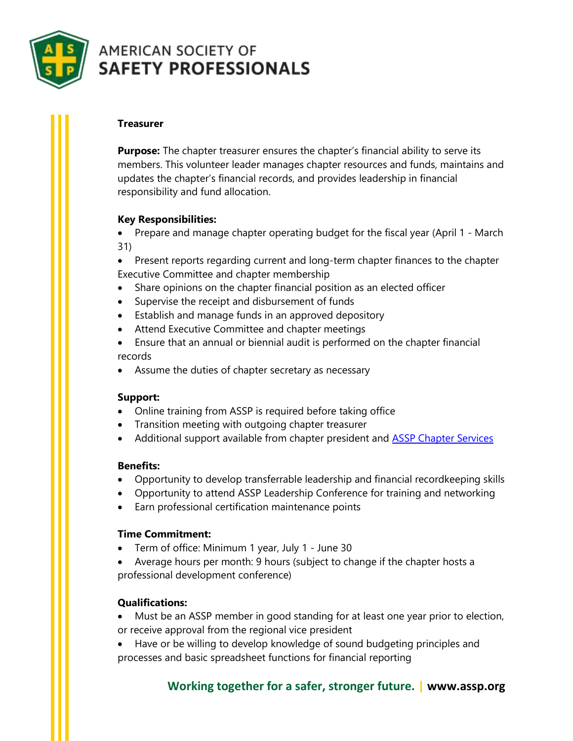AMERICAN SOCIETY OF
**SAFETY PROFESSIONALS**

## Treasurer

**Purpose:** The chapter treasurer ensures the chapter's financial ability to serve its members. This volunteer leader manages chapter resources and funds, maintains and updates the chapter's financial records, and provides leadership in financial responsibility and fund allocation.

**Key Responsibilities:**

- Prepare and manage chapter operating budget for the fiscal year (April 1 - March 31)
- Present reports regarding current and long-term chapter finances to the chapter Executive Committee and chapter membership
- Share opinions on the chapter financial position as an elected officer
- Supervise the receipt and disbursement of funds
- Establish and manage funds in an approved depository
- Attend Executive Committee and chapter meetings
- Ensure that an annual or biennial audit is performed on the chapter financial records
- Assume the duties of chapter secretary as necessary

**Support:**

- Online training from ASSP is required before taking office
- Transition meeting with outgoing chapter treasurer
- Additional support available from chapter president and ASSP Chapter Services

**Benefits:**

- Opportunity to develop transferrable leadership and financial recordkeeping skills
- Opportunity to attend ASSP Leadership Conference for training and networking
- Earn professional certification maintenance points

**Time Commitment:**

- Term of office: Minimum 1 year, July 1 - June 30
- Average hours per month: 9 hours (subject to change if the chapter hosts a professional development conference)

**Qualifications:**

- Must be an ASSP member in good standing for at least one year prior to election, or receive approval from the regional vice president
- Have or be willing to develop knowledge of sound budgeting principles and processes and basic spreadsheet functions for financial reporting

**Working together for a safer, stronger future. | www.assp.org**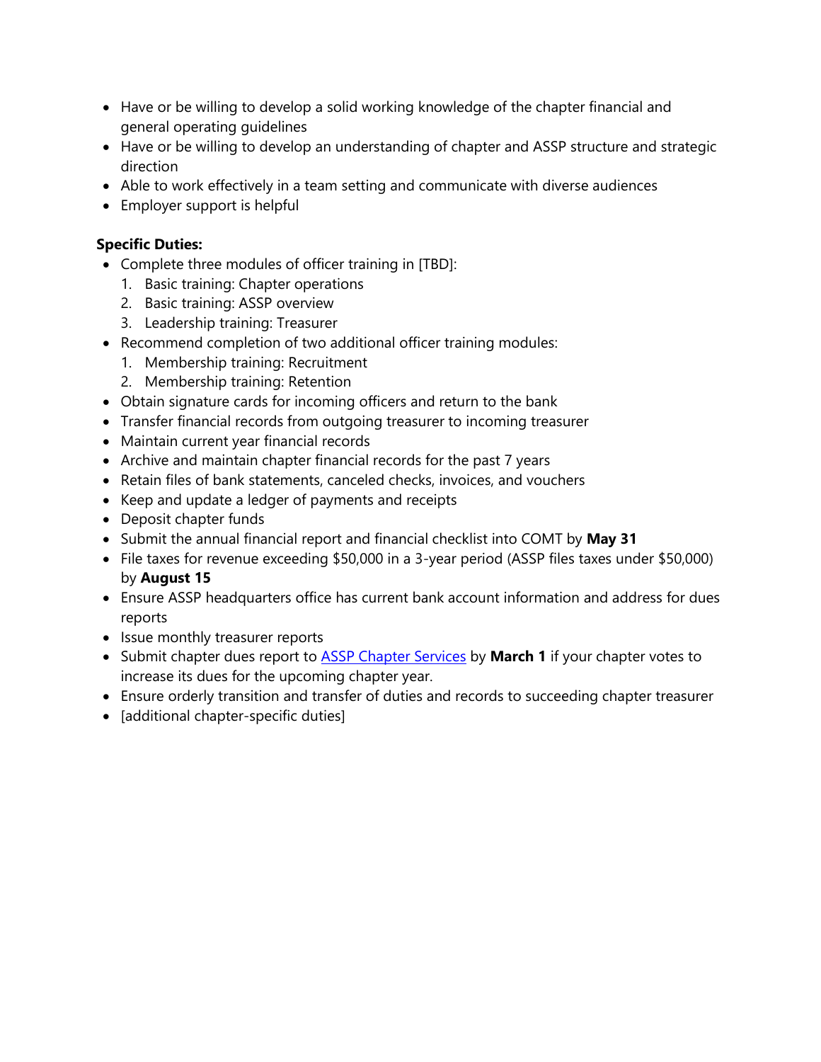- Have or be willing to develop a solid working knowledge of the chapter financial and general operating guidelines
- Have or be willing to develop an understanding of chapter and ASSP structure and strategic direction
- Able to work effectively in a team setting and communicate with diverse audiences
- Employer support is helpful

**Specific Duties:**

- Complete three modules of officer training in [TBD]:
  1. Basic training: Chapter operations
  2. Basic training: ASSP overview
  3. Leadership training: Treasurer
- Recommend completion of two additional officer training modules:
  1. Membership training: Recruitment
  2. Membership training: Retention
- Obtain signature cards for incoming officers and return to the bank
- Transfer financial records from outgoing treasurer to incoming treasurer
- Maintain current year financial records
- Archive and maintain chapter financial records for the past 7 years
- Retain files of bank statements, canceled checks, invoices, and vouchers
- Keep and update a ledger of payments and receipts
- Deposit chapter funds
- Submit the annual financial report and financial checklist into COMT by **May 31**
- File taxes for revenue exceeding $50,000 in a 3-year period (ASSP files taxes under $50,000) by **August 15**
- Ensure ASSP headquarters office has current bank account information and address for dues reports
- Issue monthly treasurer reports
- Submit chapter dues report to ASSP Chapter Services by **March 1** if your chapter votes to increase its dues for the upcoming chapter year.
- Ensure orderly transition and transfer of duties and records to succeeding chapter treasurer
- [additional chapter-specific duties]